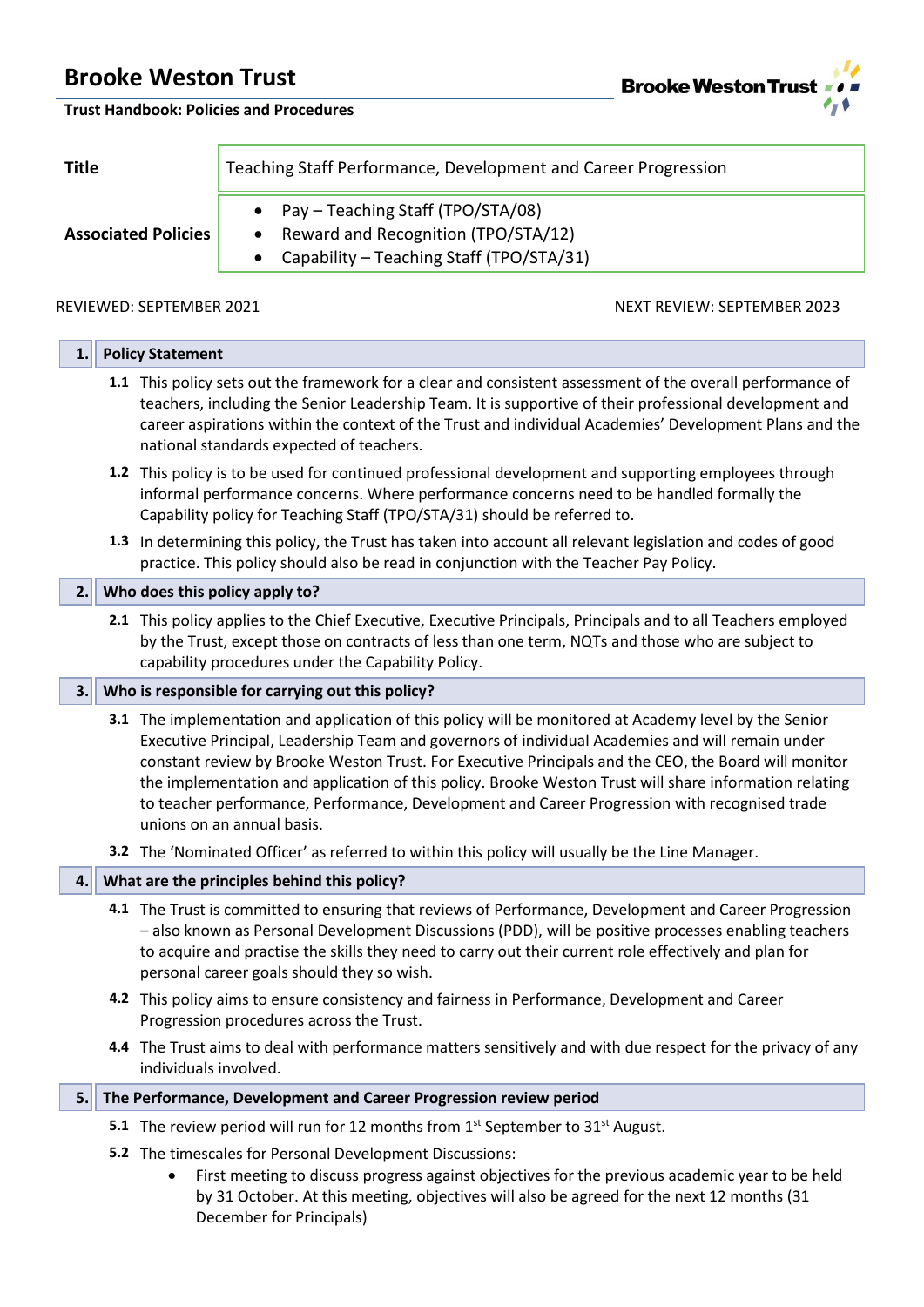# Brooke Weston Trust

**Trust Handbook: Policies and Procedures**

| **Title** | Teaching Staff Performance, Development and Career Progression |
|---|---|
| **Associated Policies** | • Pay – Teaching Staff (TPO/STA/08)<br>• Reward and Recognition (TPO/STA/12)<br>• Capability – Teaching Staff (TPO/STA/31) |

REVIEWED: SEPTEMBER 2021 NEXT REVIEW: SEPTEMBER 2023

## 1. Policy Statement

**1.1** This policy sets out the framework for a clear and consistent assessment of the overall performance of teachers, including the Senior Leadership Team. It is supportive of their professional development and career aspirations within the context of the Trust and individual Academies' Development Plans and the national standards expected of teachers.

**1.2** This policy is to be used for continued professional development and supporting employees through informal performance concerns. Where performance concerns need to be handled formally the Capability policy for Teaching Staff (TPO/STA/31) should be referred to.

**1.3** In determining this policy, the Trust has taken into account all relevant legislation and codes of good practice. This policy should also be read in conjunction with the Teacher Pay Policy.

## 2. Who does this policy apply to?

**2.1** This policy applies to the Chief Executive, Executive Principals, Principals and to all Teachers employed by the Trust, except those on contracts of less than one term, NQTs and those who are subject to capability procedures under the Capability Policy.

## 3. Who is responsible for carrying out this policy?

**3.1** The implementation and application of this policy will be monitored at Academy level by the Senior Executive Principal, Leadership Team and governors of individual Academies and will remain under constant review by Brooke Weston Trust. For Executive Principals and the CEO, the Board will monitor the implementation and application of this policy. Brooke Weston Trust will share information relating to teacher performance, Performance, Development and Career Progression with recognised trade unions on an annual basis.

**3.2** The 'Nominated Officer' as referred to within this policy will usually be the Line Manager.

## 4. What are the principles behind this policy?

**4.1** The Trust is committed to ensuring that reviews of Performance, Development and Career Progression – also known as Personal Development Discussions (PDD), will be positive processes enabling teachers to acquire and practise the skills they need to carry out their current role effectively and plan for personal career goals should they so wish.

**4.2** This policy aims to ensure consistency and fairness in Performance, Development and Career Progression procedures across the Trust.

**4.4** The Trust aims to deal with performance matters sensitively and with due respect for the privacy of any individuals involved.

## 5. The Performance, Development and Career Progression review period

**5.1** The review period will run for 12 months from 1st September to 31st August.

**5.2** The timescales for Personal Development Discussions:

- First meeting to discuss progress against objectives for the previous academic year to be held by 31 October. At this meeting, objectives will also be agreed for the next 12 months (31 December for Principals)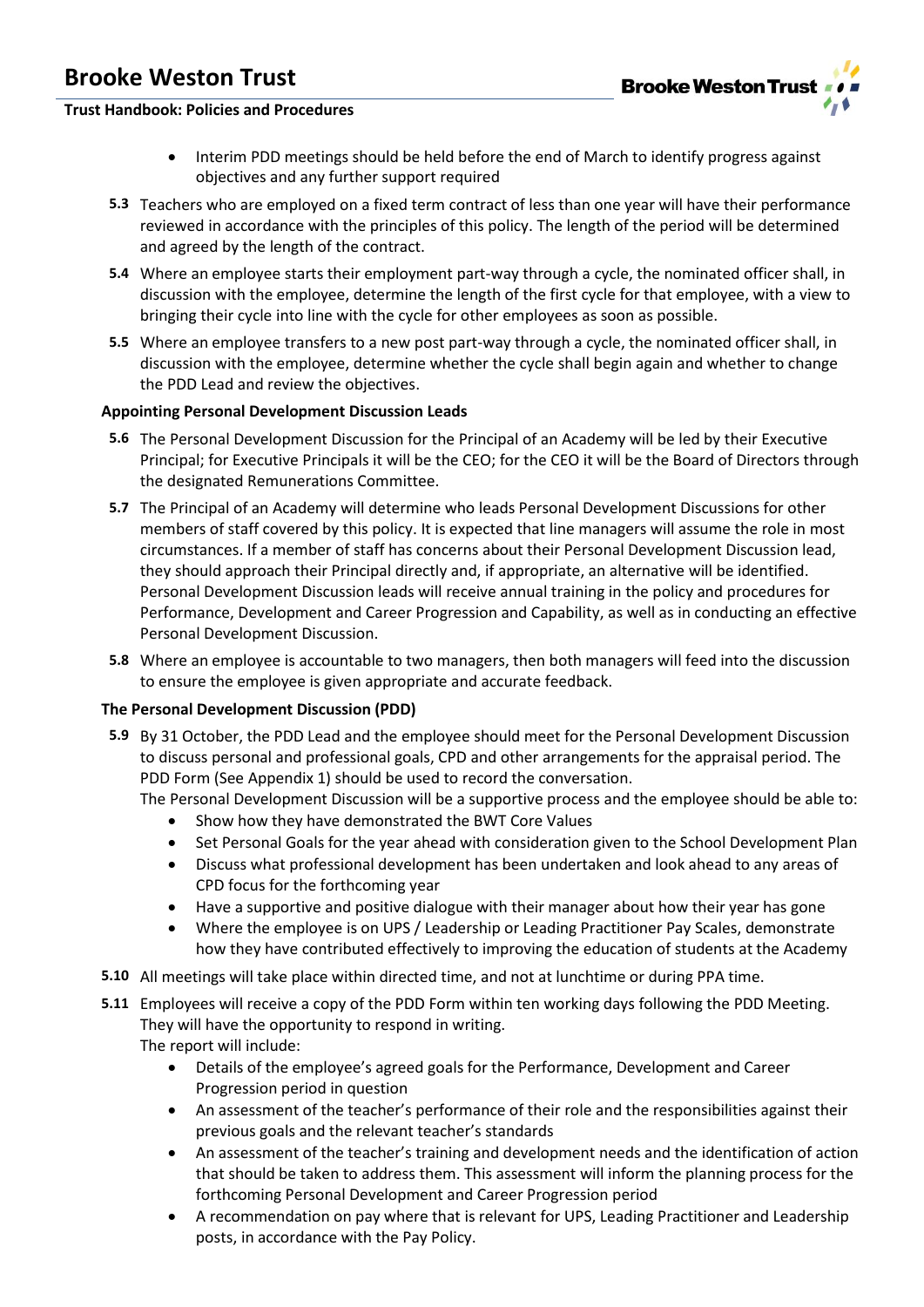- Interim PDD meetings should be held before the end of March to identify progress against objectives and any further support required

**5.3** Teachers who are employed on a fixed term contract of less than one year will have their performance reviewed in accordance with the principles of this policy. The length of the period will be determined and agreed by the length of the contract.

**5.4** Where an employee starts their employment part-way through a cycle, the nominated officer shall, in discussion with the employee, determine the length of the first cycle for that employee, with a view to bringing their cycle into line with the cycle for other employees as soon as possible.

**5.5** Where an employee transfers to a new post part-way through a cycle, the nominated officer shall, in discussion with the employee, determine whether the cycle shall begin again and whether to change the PDD Lead and review the objectives.

**Appointing Personal Development Discussion Leads**

**5.6** The Personal Development Discussion for the Principal of an Academy will be led by their Executive Principal; for Executive Principals it will be the CEO; for the CEO it will be the Board of Directors through the designated Remunerations Committee.

**5.7** The Principal of an Academy will determine who leads Personal Development Discussions for other members of staff covered by this policy. It is expected that line managers will assume the role in most circumstances. If a member of staff has concerns about their Personal Development Discussion lead, they should approach their Principal directly and, if appropriate, an alternative will be identified. Personal Development Discussion leads will receive annual training in the policy and procedures for Performance, Development and Career Progression and Capability, as well as in conducting an effective Personal Development Discussion.

**5.8** Where an employee is accountable to two managers, then both managers will feed into the discussion to ensure the employee is given appropriate and accurate feedback.

**The Personal Development Discussion (PDD)**

**5.9** By 31 October, the PDD Lead and the employee should meet for the Personal Development Discussion to discuss personal and professional goals, CPD and other arrangements for the appraisal period. The PDD Form (See Appendix 1) should be used to record the conversation.
The Personal Development Discussion will be a supportive process and the employee should be able to:

- Show how they have demonstrated the BWT Core Values
- Set Personal Goals for the year ahead with consideration given to the School Development Plan
- Discuss what professional development has been undertaken and look ahead to any areas of CPD focus for the forthcoming year
- Have a supportive and positive dialogue with their manager about how their year has gone
- Where the employee is on UPS / Leadership or Leading Practitioner Pay Scales, demonstrate how they have contributed effectively to improving the education of students at the Academy

**5.10** All meetings will take place within directed time, and not at lunchtime or during PPA time.

**5.11** Employees will receive a copy of the PDD Form within ten working days following the PDD Meeting. They will have the opportunity to respond in writing.
The report will include:

- Details of the employee's agreed goals for the Performance, Development and Career Progression period in question
- An assessment of the teacher's performance of their role and the responsibilities against their previous goals and the relevant teacher's standards
- An assessment of the teacher's training and development needs and the identification of action that should be taken to address them. This assessment will inform the planning process for the forthcoming Personal Development and Career Progression period
- A recommendation on pay where that is relevant for UPS, Leading Practitioner and Leadership posts, in accordance with the Pay Policy.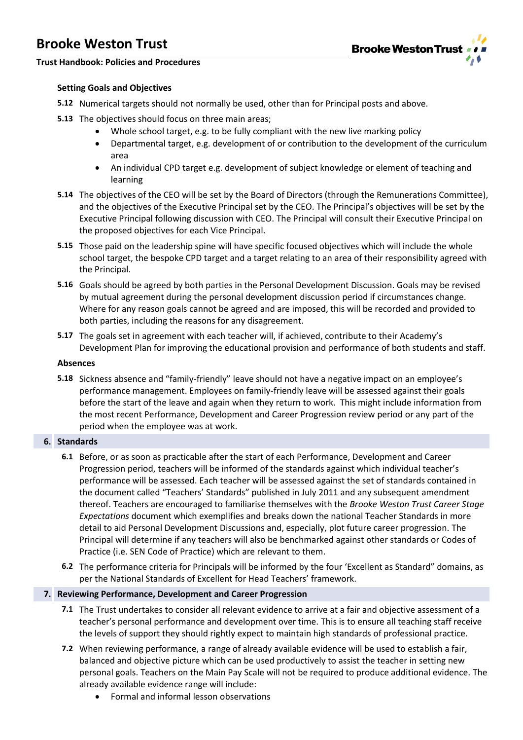### Setting Goals and Objectives

**5.12** Numerical targets should not normally be used, other than for Principal posts and above.

**5.13** The objectives should focus on three main areas;

- Whole school target, e.g. to be fully compliant with the new live marking policy
- Departmental target, e.g. development of or contribution to the development of the curriculum area
- An individual CPD target e.g. development of subject knowledge or element of teaching and learning

**5.14** The objectives of the CEO will be set by the Board of Directors (through the Remunerations Committee), and the objectives of the Executive Principal set by the CEO. The Principal's objectives will be set by the Executive Principal following discussion with CEO. The Principal will consult their Executive Principal on the proposed objectives for each Vice Principal.

**5.15** Those paid on the leadership spine will have specific focused objectives which will include the whole school target, the bespoke CPD target and a target relating to an area of their responsibility agreed with the Principal.

**5.16** Goals should be agreed by both parties in the Personal Development Discussion. Goals may be revised by mutual agreement during the personal development discussion period if circumstances change. Where for any reason goals cannot be agreed and are imposed, this will be recorded and provided to both parties, including the reasons for any disagreement.

**5.17** The goals set in agreement with each teacher will, if achieved, contribute to their Academy's Development Plan for improving the educational provision and performance of both students and staff.

### Absences

**5.18** Sickness absence and "family-friendly" leave should not have a negative impact on an employee's performance management. Employees on family-friendly leave will be assessed against their goals before the start of the leave and again when they return to work. This might include information from the most recent Performance, Development and Career Progression review period or any part of the period when the employee was at work.

## 6. Standards

**6.1** Before, or as soon as practicable after the start of each Performance, Development and Career Progression period, teachers will be informed of the standards against which individual teacher's performance will be assessed. Each teacher will be assessed against the set of standards contained in the document called "Teachers' Standards" published in July 2011 and any subsequent amendment thereof. Teachers are encouraged to familiarise themselves with the *Brooke Weston Trust Career Stage Expectations* document which exemplifies and breaks down the national Teacher Standards in more detail to aid Personal Development Discussions and, especially, plot future career progression. The Principal will determine if any teachers will also be benchmarked against other standards or Codes of Practice (i.e. SEN Code of Practice) which are relevant to them.

**6.2** The performance criteria for Principals will be informed by the four 'Excellent as Standard" domains, as per the National Standards of Excellent for Head Teachers' framework.

## 7. Reviewing Performance, Development and Career Progression

**7.1** The Trust undertakes to consider all relevant evidence to arrive at a fair and objective assessment of a teacher's personal performance and development over time. This is to ensure all teaching staff receive the levels of support they should rightly expect to maintain high standards of professional practice.

**7.2** When reviewing performance, a range of already available evidence will be used to establish a fair, balanced and objective picture which can be used productively to assist the teacher in setting new personal goals. Teachers on the Main Pay Scale will not be required to produce additional evidence. The already available evidence range will include:

- Formal and informal lesson observations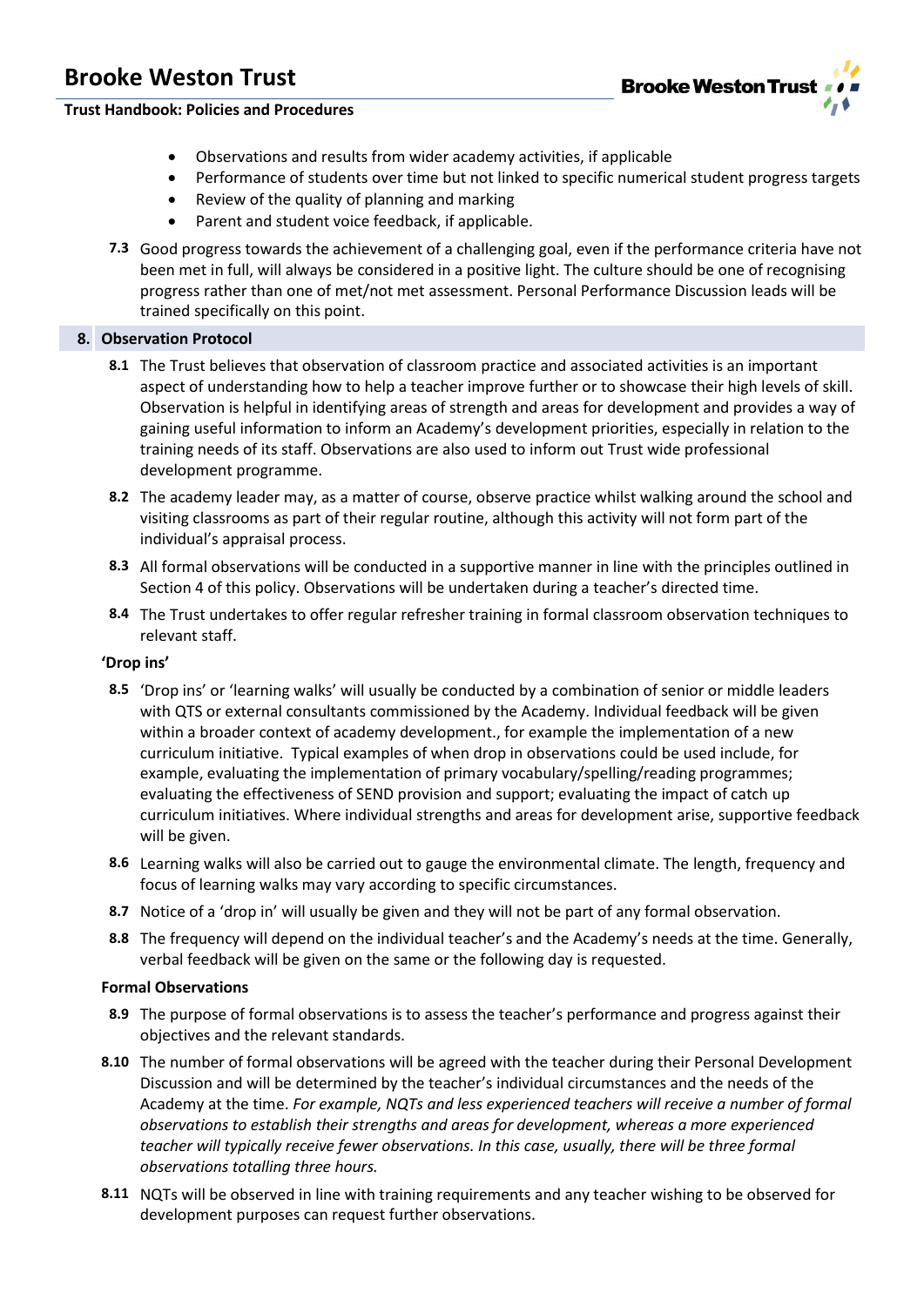- Observations and results from wider academy activities, if applicable
- Performance of students over time but not linked to specific numerical student progress targets
- Review of the quality of planning and marking
- Parent and student voice feedback, if applicable.

**7.3** Good progress towards the achievement of a challenging goal, even if the performance criteria have not been met in full, will always be considered in a positive light. The culture should be one of recognising progress rather than one of met/not met assessment. Personal Performance Discussion leads will be trained specifically on this point.

## 8. Observation Protocol

**8.1** The Trust believes that observation of classroom practice and associated activities is an important aspect of understanding how to help a teacher improve further or to showcase their high levels of skill. Observation is helpful in identifying areas of strength and areas for development and provides a way of gaining useful information to inform an Academy's development priorities, especially in relation to the training needs of its staff. Observations are also used to inform out Trust wide professional development programme.

**8.2** The academy leader may, as a matter of course, observe practice whilst walking around the school and visiting classrooms as part of their regular routine, although this activity will not form part of the individual's appraisal process.

**8.3** All formal observations will be conducted in a supportive manner in line with the principles outlined in Section 4 of this policy. Observations will be undertaken during a teacher's directed time.

**8.4** The Trust undertakes to offer regular refresher training in formal classroom observation techniques to relevant staff.

### 'Drop ins'

**8.5** 'Drop ins' or 'learning walks' will usually be conducted by a combination of senior or middle leaders with QTS or external consultants commissioned by the Academy. Individual feedback will be given within a broader context of academy development., for example the implementation of a new curriculum initiative. Typical examples of when drop in observations could be used include, for example, evaluating the implementation of primary vocabulary/spelling/reading programmes; evaluating the effectiveness of SEND provision and support; evaluating the impact of catch up curriculum initiatives. Where individual strengths and areas for development arise, supportive feedback will be given.

**8.6** Learning walks will also be carried out to gauge the environmental climate. The length, frequency and focus of learning walks may vary according to specific circumstances.

**8.7** Notice of a 'drop in' will usually be given and they will not be part of any formal observation.

**8.8** The frequency will depend on the individual teacher's and the Academy's needs at the time. Generally, verbal feedback will be given on the same or the following day is requested.

### Formal Observations

**8.9** The purpose of formal observations is to assess the teacher's performance and progress against their objectives and the relevant standards.

**8.10** The number of formal observations will be agreed with the teacher during their Personal Development Discussion and will be determined by the teacher's individual circumstances and the needs of the Academy at the time. *For example, NQTs and less experienced teachers will receive a number of formal observations to establish their strengths and areas for development, whereas a more experienced teacher will typically receive fewer observations. In this case, usually, there will be three formal observations totalling three hours.*

**8.11** NQTs will be observed in line with training requirements and any teacher wishing to be observed for development purposes can request further observations.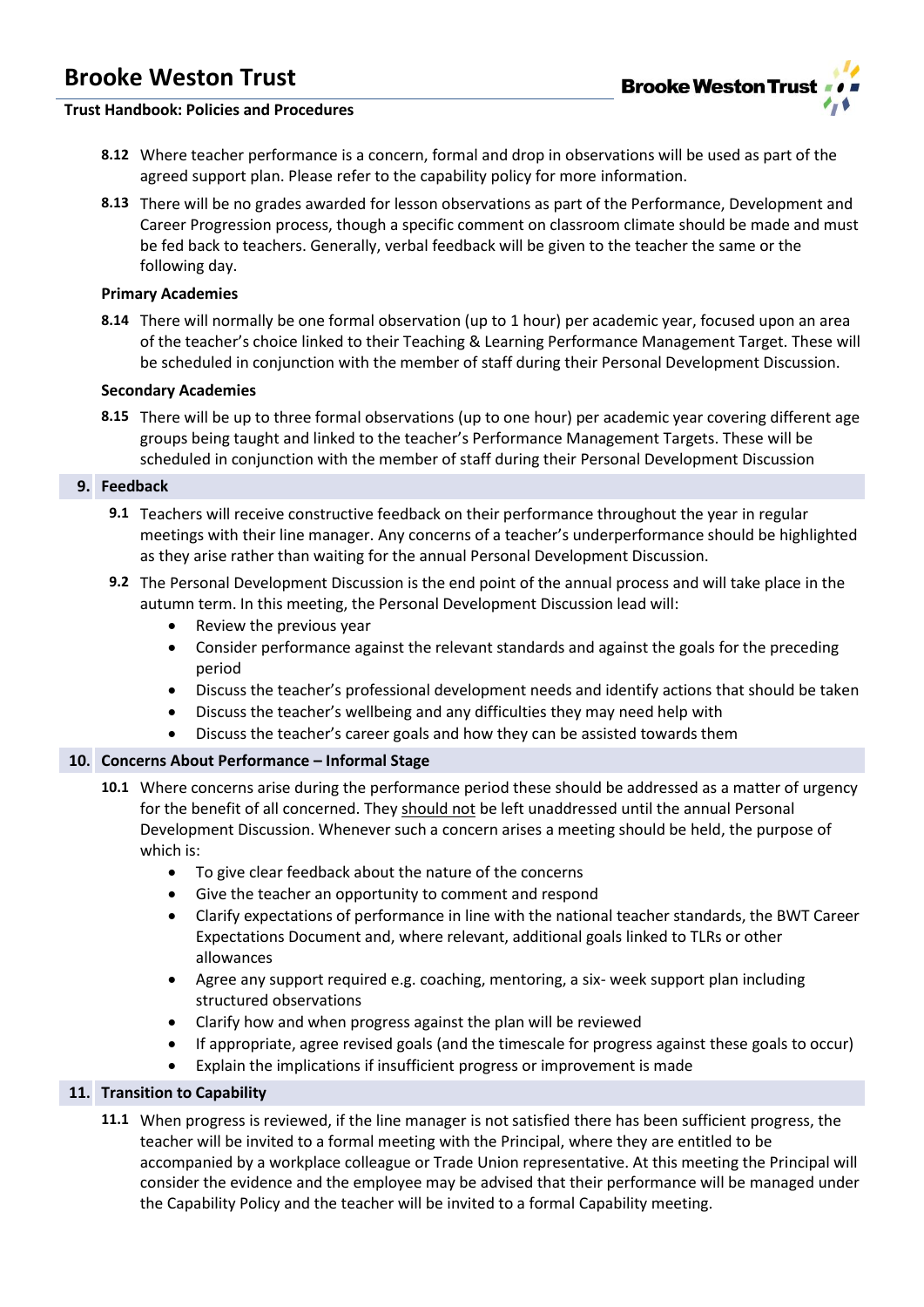**8.12** Where teacher performance is a concern, formal and drop in observations will be used as part of the agreed support plan. Please refer to the capability policy for more information.

**8.13** There will be no grades awarded for lesson observations as part of the Performance, Development and Career Progression process, though a specific comment on classroom climate should be made and must be fed back to teachers. Generally, verbal feedback will be given to the teacher the same or the following day.

**Primary Academies**

**8.14** There will normally be one formal observation (up to 1 hour) per academic year, focused upon an area of the teacher's choice linked to their Teaching & Learning Performance Management Target. These will be scheduled in conjunction with the member of staff during their Personal Development Discussion.

**Secondary Academies**

**8.15** There will be up to three formal observations (up to one hour) per academic year covering different age groups being taught and linked to the teacher's Performance Management Targets. These will be scheduled in conjunction with the member of staff during their Personal Development Discussion

## 9. Feedback

**9.1** Teachers will receive constructive feedback on their performance throughout the year in regular meetings with their line manager. Any concerns of a teacher's underperformance should be highlighted as they arise rather than waiting for the annual Personal Development Discussion.

**9.2** The Personal Development Discussion is the end point of the annual process and will take place in the autumn term. In this meeting, the Personal Development Discussion lead will:

- Review the previous year
- Consider performance against the relevant standards and against the goals for the preceding period
- Discuss the teacher's professional development needs and identify actions that should be taken
- Discuss the teacher's wellbeing and any difficulties they may need help with
- Discuss the teacher's career goals and how they can be assisted towards them

## 10. Concerns About Performance – Informal Stage

**10.1** Where concerns arise during the performance period these should be addressed as a matter of urgency for the benefit of all concerned. They should not be left unaddressed until the annual Personal Development Discussion. Whenever such a concern arises a meeting should be held, the purpose of which is:

- To give clear feedback about the nature of the concerns
- Give the teacher an opportunity to comment and respond
- Clarify expectations of performance in line with the national teacher standards, the BWT Career Expectations Document and, where relevant, additional goals linked to TLRs or other allowances
- Agree any support required e.g. coaching, mentoring, a six- week support plan including structured observations
- Clarify how and when progress against the plan will be reviewed
- If appropriate, agree revised goals (and the timescale for progress against these goals to occur)
- Explain the implications if insufficient progress or improvement is made

## 11. Transition to Capability

**11.1** When progress is reviewed, if the line manager is not satisfied there has been sufficient progress, the teacher will be invited to a formal meeting with the Principal, where they are entitled to be accompanied by a workplace colleague or Trade Union representative. At this meeting the Principal will consider the evidence and the employee may be advised that their performance will be managed under the Capability Policy and the teacher will be invited to a formal Capability meeting.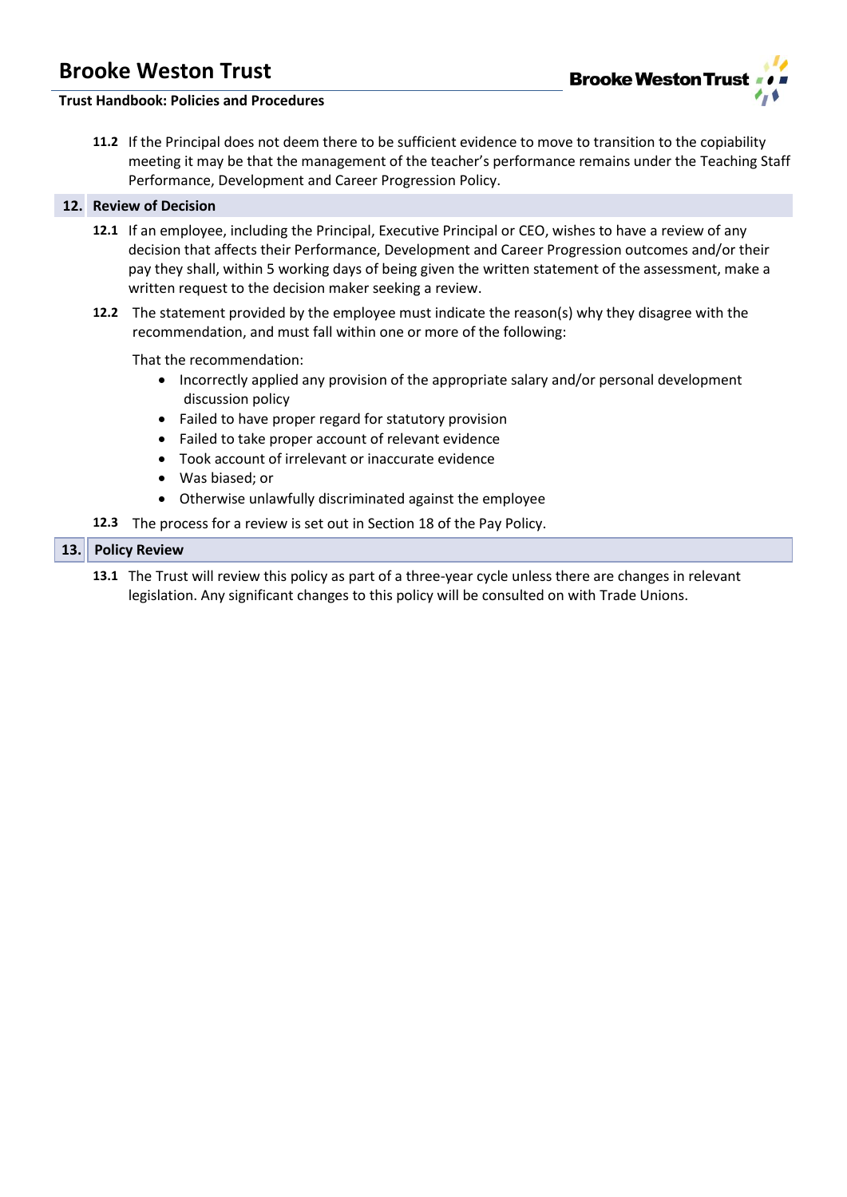**11.2** If the Principal does not deem there to be sufficient evidence to move to transition to the copiability meeting it may be that the management of the teacher's performance remains under the Teaching Staff Performance, Development and Career Progression Policy.

## 12. Review of Decision

**12.1** If an employee, including the Principal, Executive Principal or CEO, wishes to have a review of any decision that affects their Performance, Development and Career Progression outcomes and/or their pay they shall, within 5 working days of being given the written statement of the assessment, make a written request to the decision maker seeking a review.

**12.2** The statement provided by the employee must indicate the reason(s) why they disagree with the recommendation, and must fall within one or more of the following:

That the recommendation:

- Incorrectly applied any provision of the appropriate salary and/or personal development discussion policy
- Failed to have proper regard for statutory provision
- Failed to take proper account of relevant evidence
- Took account of irrelevant or inaccurate evidence
- Was biased; or
- Otherwise unlawfully discriminated against the employee

**12.3** The process for a review is set out in Section 18 of the Pay Policy.

## 13. Policy Review

**13.1** The Trust will review this policy as part of a three-year cycle unless there are changes in relevant legislation. Any significant changes to this policy will be consulted on with Trade Unions.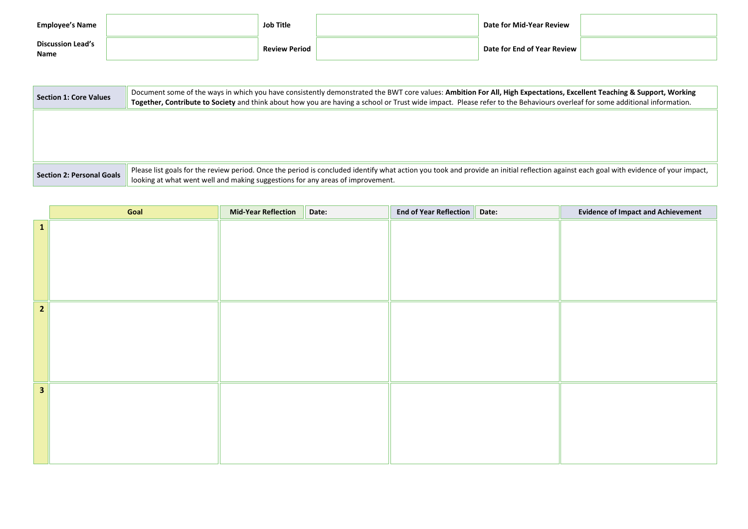| Employee's Name | | Job Title | | Date for Mid-Year Review | |
|---|---|---|---|---|---|
| Discussion Lead's Name | | Review Period | | Date for End of Year Review | |

| Section 1: Core Values | Document some of the ways in which you have consistently demonstrated the BWT core values: **Ambition For All, High Expectations, Excellent Teaching & Support, Working Together, Contribute to Society** and think about how you are having a school or Trust wide impact. Please refer to the Behaviours overleaf for some additional information. |
|---|---|
| | |
| **Section 2: Personal Goals** | Please list goals for the review period. Once the period is concluded identify what action you took and provide an initial reflection against each goal with evidence of your impact, looking at what went well and making suggestions for any areas of improvement. |

| | Goal | Mid-Year Reflection | Date: | End of Year Reflection | Date: | Evidence of Impact and Achievement |
|---|---|---|---|---|---|---|
| 1 | | | | | | |
| 2 | | | | | | |
| 3 | | | | | | |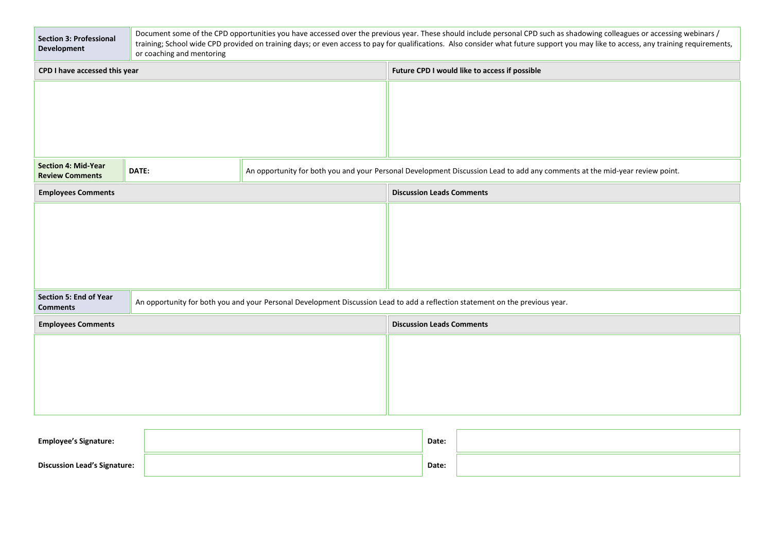| **Section 3: Professional Development** | Document some of the CPD opportunities you have accessed over the previous year. These should include personal CPD such as shadowing colleagues or accessing webinars / training; School wide CPD provided on training days; or even access to pay for qualifications. Also consider what future support you may like to access, any training requirements, or coaching and mentoring |
|---|---|
| **CPD I have accessed this year** | **Future CPD I would like to access if possible** |
| | |

| **Section 4: Mid-Year Review Comments** | **DATE:** | An opportunity for both you and your Personal Development Discussion Lead to add any comments at the mid-year review point. |
|---|---|---|
| **Employees Comments** | | **Discussion Leads Comments** |
| | | |

| **Section 5: End of Year Comments** | An opportunity for both you and your Personal Development Discussion Lead to add a reflection statement on the previous year. |
|---|---|
| **Employees Comments** | **Discussion Leads Comments** |
| | |

| | | | |
|---|---|---|---|
| **Employee's Signature:** | | **Date:** | |
| **Discussion Lead's Signature:** | | **Date:** | |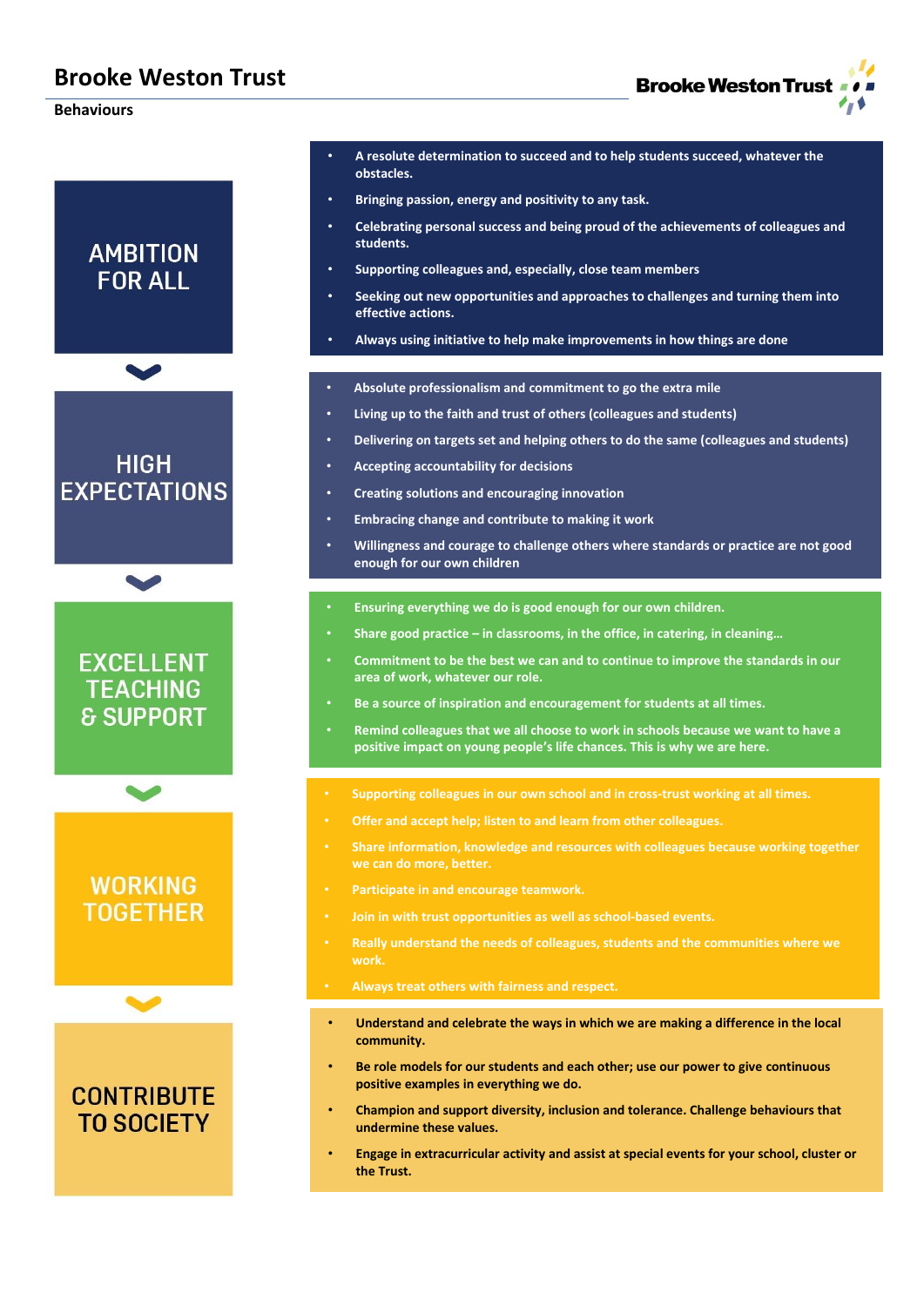# Brooke Weston Trust

## Behaviours

### AMBITION FOR ALL

- A resolute determination to succeed and to help students succeed, whatever the obstacles.
- Bringing passion, energy and positivity to any task.
- Celebrating personal success and being proud of the achievements of colleagues and students.
- Supporting colleagues and, especially, close team members
- Seeking out new opportunities and approaches to challenges and turning them into effective actions.
- Always using initiative to help make improvements in how things are done

### HIGH EXPECTATIONS

- Absolute professionalism and commitment to go the extra mile
- Living up to the faith and trust of others (colleagues and students)
- Delivering on targets set and helping others to do the same (colleagues and students)
- Accepting accountability for decisions
- Creating solutions and encouraging innovation
- Embracing change and contribute to making it work
- Willingness and courage to challenge others where standards or practice are not good enough for our own children

### EXCELLENT TEACHING & SUPPORT

- Ensuring everything we do is good enough for our own children.
- Share good practice – in classrooms, in the office, in catering, in cleaning…
- Commitment to be the best we can and to continue to improve the standards in our area of work, whatever our role.
- Be a source of inspiration and encouragement for students at all times.
- Remind colleagues that we all choose to work in schools because we want to have a positive impact on young people's life chances. This is why we are here.

### WORKING TOGETHER

- Supporting colleagues in our own school and in cross-trust working at all times.
- Offer and accept help; listen to and learn from other colleagues.
- Share information, knowledge and resources with colleagues because working together we can do more, better.
- Participate in and encourage teamwork.
- Join in with trust opportunities as well as school-based events.
- Really understand the needs of colleagues, students and the communities where we work.
- Always treat others with fairness and respect.

### CONTRIBUTE TO SOCIETY

- Understand and celebrate the ways in which we are making a difference in the local community.
- Be role models for our students and each other; use our power to give continuous positive examples in everything we do.
- Champion and support diversity, inclusion and tolerance. Challenge behaviours that undermine these values.
- Engage in extracurricular activity and assist at special events for your school, cluster or the Trust.